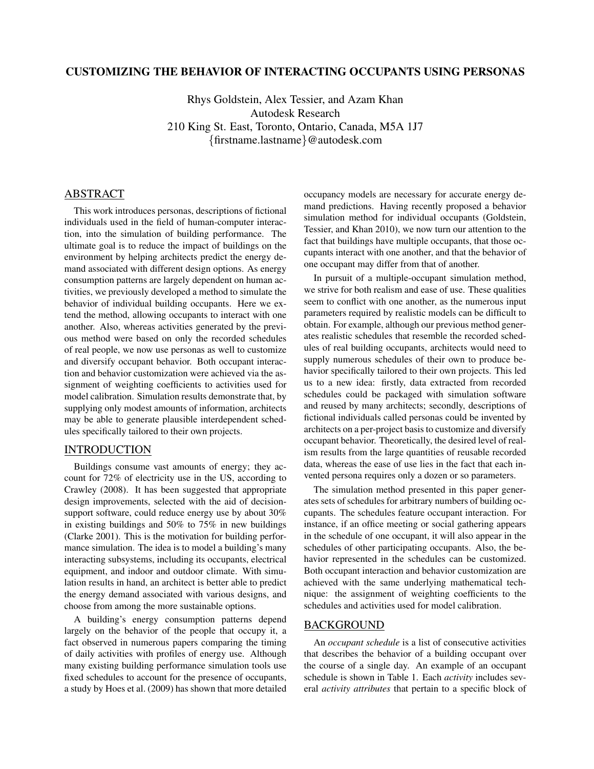# CUSTOMIZING THE BEHAVIOR OF INTERACTING OCCUPANTS USING PERSONAS

Rhys Goldstein, Alex Tessier, and Azam Khan
Autodesk Research
210 King St. East, Toronto, Ontario, Canada, M5A 1J7
{firstname.lastname}@autodesk.com

## ABSTRACT

This work introduces personas, descriptions of fictional individuals used in the field of human-computer interaction, into the simulation of building performance. The ultimate goal is to reduce the impact of buildings on the environment by helping architects predict the energy demand associated with different design options. As energy consumption patterns are largely dependent on human activities, we previously developed a method to simulate the behavior of individual building occupants. Here we extend the method, allowing occupants to interact with one another. Also, whereas activities generated by the previous method were based on only the recorded schedules of real people, we now use personas as well to customize and diversify occupant behavior. Both occupant interaction and behavior customization were achieved via the assignment of weighting coefficients to activities used for model calibration. Simulation results demonstrate that, by supplying only modest amounts of information, architects may be able to generate plausible interdependent schedules specifically tailored to their own projects.

## INTRODUCTION

Buildings consume vast amounts of energy; they account for 72% of electricity use in the US, according to Crawley (2008). It has been suggested that appropriate design improvements, selected with the aid of decision-support software, could reduce energy use by about 30% in existing buildings and 50% to 75% in new buildings (Clarke 2001). This is the motivation for building performance simulation. The idea is to model a building's many interacting subsystems, including its occupants, electrical equipment, and indoor and outdoor climate. With simulation results in hand, an architect is better able to predict the energy demand associated with various designs, and choose from among the more sustainable options.

A building's energy consumption patterns depend largely on the behavior of the people that occupy it, a fact observed in numerous papers comparing the timing of daily activities with profiles of energy use. Although many existing building performance simulation tools use fixed schedules to account for the presence of occupants, a study by Hoes et al. (2009) has shown that more detailed occupancy models are necessary for accurate energy demand predictions. Having recently proposed a behavior simulation method for individual occupants (Goldstein, Tessier, and Khan 2010), we now turn our attention to the fact that buildings have multiple occupants, that those occupants interact with one another, and that the behavior of one occupant may differ from that of another.

In pursuit of a multiple-occupant simulation method, we strive for both realism and ease of use. These qualities seem to conflict with one another, as the numerous input parameters required by realistic models can be difficult to obtain. For example, although our previous method generates realistic schedules that resemble the recorded schedules of real building occupants, architects would need to supply numerous schedules of their own to produce behavior specifically tailored to their own projects. This led us to a new idea: firstly, data extracted from recorded schedules could be packaged with simulation software and reused by many architects; secondly, descriptions of fictional individuals called personas could be invented by architects on a per-project basis to customize and diversify occupant behavior. Theoretically, the desired level of realism results from the large quantities of reusable recorded data, whereas the ease of use lies in the fact that each invented persona requires only a dozen or so parameters.

The simulation method presented in this paper generates sets of schedules for arbitrary numbers of building occupants. The schedules feature occupant interaction. For instance, if an office meeting or social gathering appears in the schedule of one occupant, it will also appear in the schedules of other participating occupants. Also, the behavior represented in the schedules can be customized. Both occupant interaction and behavior customization are achieved with the same underlying mathematical technique: the assignment of weighting coefficients to the schedules and activities used for model calibration.

## BACKGROUND

An *occupant schedule* is a list of consecutive activities that describes the behavior of a building occupant over the course of a single day. An example of an occupant schedule is shown in Table 1. Each *activity* includes several *activity attributes* that pertain to a specific block of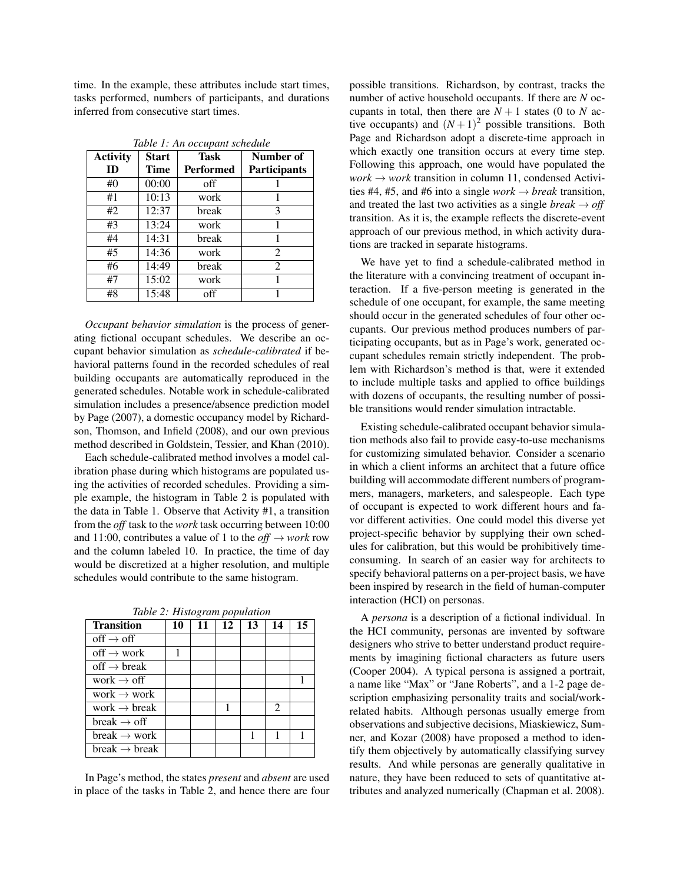time. In the example, these attributes include start times, tasks performed, numbers of participants, and durations inferred from consecutive start times.

*Table 1: An occupant schedule*

| Activity ID | Start Time | Task Performed | Number of Participants |
|---|---|---|---|
| #0 | 00:00 | off | 1 |
| #1 | 10:13 | work | 1 |
| #2 | 12:37 | break | 3 |
| #3 | 13:24 | work | 1 |
| #4 | 14:31 | break | 1 |
| #5 | 14:36 | work | 2 |
| #6 | 14:49 | break | 2 |
| #7 | 15:02 | work | 1 |
| #8 | 15:48 | off | 1 |

*Occupant behavior simulation* is the process of generating fictional occupant schedules. We describe an occupant behavior simulation as *schedule-calibrated* if behavioral patterns found in the recorded schedules of real building occupants are automatically reproduced in the generated schedules. Notable work in schedule-calibrated simulation includes a presence/absence prediction model by Page (2007), a domestic occupancy model by Richardson, Thomson, and Infield (2008), and our own previous method described in Goldstein, Tessier, and Khan (2010).

Each schedule-calibrated method involves a model calibration phase during which histograms are populated using the activities of recorded schedules. Providing a simple example, the histogram in Table 2 is populated with the data in Table 1. Observe that Activity #1, a transition from the *off* task to the *work* task occurring between 10:00 and 11:00, contributes a value of 1 to the *off* $\rightarrow$ *work* row and the column labeled 10. In practice, the time of day would be discretized at a higher resolution, and multiple schedules would contribute to the same histogram.

*Table 2: Histogram population*

| Transition | 10 | 11 | 12 | 13 | 14 | 15 |
|---|---|---|---|---|---|---|
| off $\rightarrow$ off | | | | | | |
| off $\rightarrow$ work | 1 | | | | | |
| off $\rightarrow$ break | | | | | | |
| work $\rightarrow$ off | | | | | | 1 |
| work $\rightarrow$ work | | | | | | |
| work $\rightarrow$ break | | | 1 | | 2 | |
| break $\rightarrow$ off | | | | | | |
| break $\rightarrow$ work | | | | 1 | 1 | 1 |
| break $\rightarrow$ break | | | | | | |

In Page's method, the states *present* and *absent* are used in place of the tasks in Table 2, and hence there are four possible transitions. Richardson, by contrast, tracks the number of active household occupants. If there are $N$ occupants in total, then there are $N+1$ states (0 to $N$ active occupants) and $(N+1)^2$ possible transitions. Both Page and Richardson adopt a discrete-time approach in which exactly one transition occurs at every time step. Following this approach, one would have populated the *work* $\rightarrow$ *work* transition in column 11, condensed Activities #4, #5, and #6 into a single *work* $\rightarrow$ *break* transition, and treated the last two activities as a single *break* $\rightarrow$ *off* transition. As it is, the example reflects the discrete-event approach of our previous method, in which activity durations are tracked in separate histograms.

We have yet to find a schedule-calibrated method in the literature with a convincing treatment of occupant interaction. If a five-person meeting is generated in the schedule of one occupant, for example, the same meeting should occur in the generated schedules of four other occupants. Our previous method produces numbers of participating occupants, but as in Page's work, generated occupant schedules remain strictly independent. The problem with Richardson's method is that, were it extended to include multiple tasks and applied to office buildings with dozens of occupants, the resulting number of possible transitions would render simulation intractable.

Existing schedule-calibrated occupant behavior simulation methods also fail to provide easy-to-use mechanisms for customizing simulated behavior. Consider a scenario in which a client informs an architect that a future office building will accommodate different numbers of programmers, managers, marketers, and salespeople. Each type of occupant is expected to work different hours and favor different activities. One could model this diverse yet project-specific behavior by supplying their own schedules for calibration, but this would be prohibitively time-consuming. In search of an easier way for architects to specify behavioral patterns on a per-project basis, we have been inspired by research in the field of human-computer interaction (HCI) on personas.

A *persona* is a description of a fictional individual. In the HCI community, personas are invented by software designers who strive to better understand product requirements by imagining fictional characters as future users (Cooper 2004). A typical persona is assigned a portrait, a name like "Max" or "Jane Roberts", and a 1-2 page description emphasizing personality traits and social/work-related habits. Although personas usually emerge from observations and subjective decisions, Miaskiewicz, Sumner, and Kozar (2008) have proposed a method to identify them objectively by automatically classifying survey results. And while personas are generally qualitative in nature, they have been reduced to sets of quantitative attributes and analyzed numerically (Chapman et al. 2008).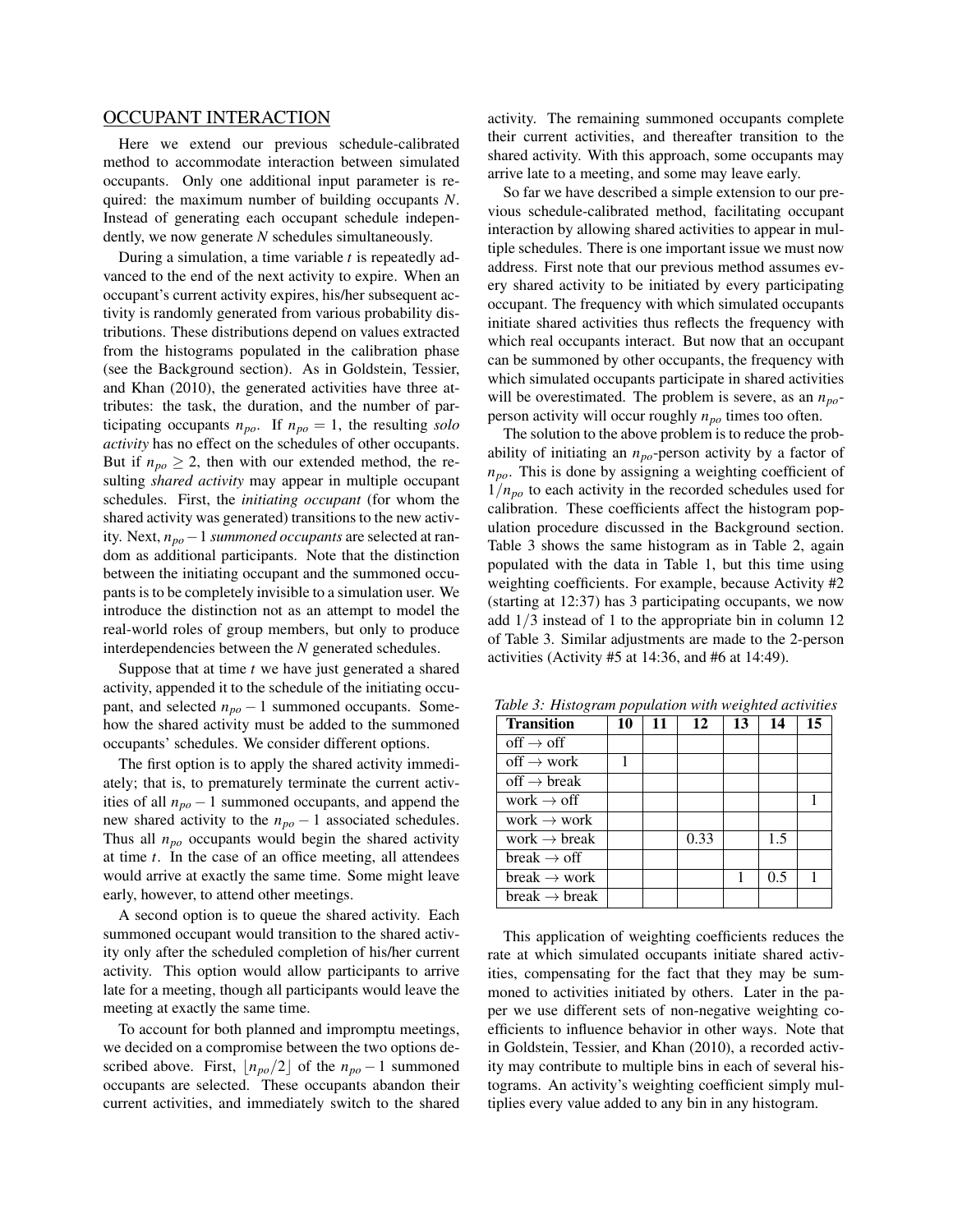## OCCUPANT INTERACTION

Here we extend our previous schedule-calibrated method to accommodate interaction between simulated occupants. Only one additional input parameter is required: the maximum number of building occupants $N$. Instead of generating each occupant schedule independently, we now generate $N$ schedules simultaneously.

During a simulation, a time variable $t$ is repeatedly advanced to the end of the next activity to expire. When an occupant's current activity expires, his/her subsequent activity is randomly generated from various probability distributions. These distributions depend on values extracted from the histograms populated in the calibration phase (see the Background section). As in Goldstein, Tessier, and Khan (2010), the generated activities have three attributes: the task, the duration, and the number of participating occupants $n_{po}$. If $n_{po} = 1$, the resulting *solo activity* has no effect on the schedules of other occupants. But if $n_{po} \geq 2$, then with our extended method, the resulting *shared activity* may appear in multiple occupant schedules. First, the *initiating occupant* (for whom the shared activity was generated) transitions to the new activity. Next, $n_{po} - 1$ *summoned occupants* are selected at random as additional participants. Note that the distinction between the initiating occupant and the summoned occupants is to be completely invisible to a simulation user. We introduce the distinction not as an attempt to model the real-world roles of group members, but only to produce interdependencies between the $N$ generated schedules.

Suppose that at time $t$ we have just generated a shared activity, appended it to the schedule of the initiating occupant, and selected $n_{po} - 1$ summoned occupants. Somehow the shared activity must be added to the summoned occupants' schedules. We consider different options.

The first option is to apply the shared activity immediately; that is, to prematurely terminate the current activities of all $n_{po} - 1$ summoned occupants, and append the new shared activity to the $n_{po} - 1$ associated schedules. Thus all $n_{po}$ occupants would begin the shared activity at time $t$. In the case of an office meeting, all attendees would arrive at exactly the same time. Some might leave early, however, to attend other meetings.

A second option is to queue the shared activity. Each summoned occupant would transition to the shared activity only after the scheduled completion of his/her current activity. This option would allow participants to arrive late for a meeting, though all participants would leave the meeting at exactly the same time.

To account for both planned and impromptu meetings, we decided on a compromise between the two options described above. First, $\lfloor n_{po}/2 \rfloor$ of the $n_{po} - 1$ summoned occupants are selected. These occupants abandon their current activities, and immediately switch to the shared activity. The remaining summoned occupants complete their current activities, and thereafter transition to the shared activity. With this approach, some occupants may arrive late to a meeting, and some may leave early.

So far we have described a simple extension to our previous schedule-calibrated method, facilitating occupant interaction by allowing shared activities to appear in multiple schedules. There is one important issue we must now address. First note that our previous method assumes every shared activity to be initiated by every participating occupant. The frequency with which simulated occupants initiate shared activities thus reflects the frequency with which real occupants interact. But now that an occupant can be summoned by other occupants, the frequency with which simulated occupants participate in shared activities will be overestimated. The problem is severe, as an $n_{po}$-person activity will occur roughly $n_{po}$ times too often.

The solution to the above problem is to reduce the probability of initiating an $n_{po}$-person activity by a factor of $n_{po}$. This is done by assigning a weighting coefficient of $1/n_{po}$ to each activity in the recorded schedules used for calibration. These coefficients affect the histogram population procedure discussed in the Background section. Table 3 shows the same histogram as in Table 2, again populated with the data in Table 1, but this time using weighting coefficients. For example, because Activity #2 (starting at 12:37) has 3 participating occupants, we now add $1/3$ instead of 1 to the appropriate bin in column 12 of Table 3. Similar adjustments are made to the 2-person activities (Activity #5 at 14:36, and #6 at 14:49).

*Table 3: Histogram population with weighted activities*

| Transition | 10 | 11 | 12 | 13 | 14 | 15 |
|---|---|---|---|---|---|---|
| off → off | | | | | | |
| off → work | 1 | | | | | |
| off → break | | | | | | |
| work → off | | | | | | 1 |
| work → work | | | | | | |
| work → break | | | 0.33 | | 1.5 | |
| break → off | | | | | | |
| break → work | | | | 1 | 0.5 | 1 |
| break → break | | | | | | |

This application of weighting coefficients reduces the rate at which simulated occupants initiate shared activities, compensating for the fact that they may be summoned to activities initiated by others. Later in the paper we use different sets of non-negative weighting coefficients to influence behavior in other ways. Note that in Goldstein, Tessier, and Khan (2010), a recorded activity may contribute to multiple bins in each of several histograms. An activity's weighting coefficient simply multiplies every value added to any bin in any histogram.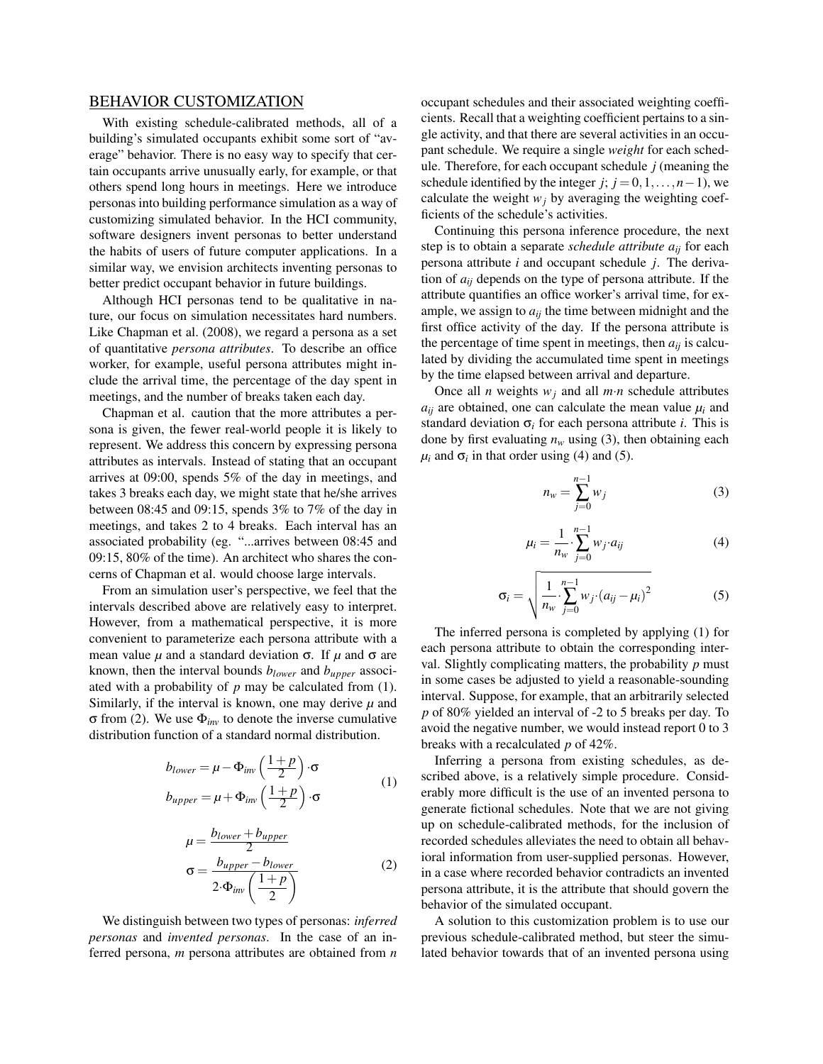## BEHAVIOR CUSTOMIZATION

With existing schedule-calibrated methods, all of a building's simulated occupants exhibit some sort of "average" behavior. There is no easy way to specify that certain occupants arrive unusually early, for example, or that others spend long hours in meetings. Here we introduce personas into building performance simulation as a way of customizing simulated behavior. In the HCI community, software designers invent personas to better understand the habits of users of future computer applications. In a similar way, we envision architects inventing personas to better predict occupant behavior in future buildings.

Although HCI personas tend to be qualitative in nature, our focus on simulation necessitates hard numbers. Like Chapman et al. (2008), we regard a persona as a set of quantitative *persona attributes*. To describe an office worker, for example, useful persona attributes might include the arrival time, the percentage of the day spent in meetings, and the number of breaks taken each day.

Chapman et al. caution that the more attributes a persona is given, the fewer real-world people it is likely to represent. We address this concern by expressing persona attributes as intervals. Instead of stating that an occupant arrives at 09:00, spends 5% of the day in meetings, and takes 3 breaks each day, we might state that he/she arrives between 08:45 and 09:15, spends 3% to 7% of the day in meetings, and takes 2 to 4 breaks. Each interval has an associated probability (eg. "...arrives between 08:45 and 09:15, 80% of the time). An architect who shares the concerns of Chapman et al. would choose large intervals.

From an simulation user's perspective, we feel that the intervals described above are relatively easy to interpret. However, from a mathematical perspective, it is more convenient to parameterize each persona attribute with a mean value $\mu$ and a standard deviation $\sigma$. If $\mu$ and $\sigma$ are known, then the interval bounds $b_{lower}$ and $b_{upper}$ associated with a probability of $p$ may be calculated from (1). Similarly, if the interval is known, one may derive $\mu$ and $\sigma$ from (2). We use $\Phi_{inv}$ to denote the inverse cumulative distribution function of a standard normal distribution.

$$
\begin{aligned}
b_{lower} &= \mu - \Phi_{inv}\left(\frac{1+p}{2}\right)\cdot\sigma \\
b_{upper} &= \mu + \Phi_{inv}\left(\frac{1+p}{2}\right)\cdot\sigma
\end{aligned}
\tag{1}
$$

$$
\begin{aligned}
\mu &= \frac{b_{lower} + b_{upper}}{2} \\
\sigma &= \frac{b_{upper} - b_{lower}}{2\cdot\Phi_{inv}\left(\frac{1+p}{2}\right)}
\end{aligned}
\tag{2}
$$

We distinguish between two types of personas: *inferred personas* and *invented personas*. In the case of an inferred persona, $m$ persona attributes are obtained from $n$ occupant schedules and their associated weighting coefficients. Recall that a weighting coefficient pertains to a single activity, and that there are several activities in an occupant schedule. We require a single *weight* for each schedule. Therefore, for each occupant schedule $j$ (meaning the schedule identified by the integer $j$; $j = 0, 1, \ldots, n-1$), we calculate the weight $w_j$ by averaging the weighting coefficients of the schedule's activities.

Continuing this persona inference procedure, the next step is to obtain a separate *schedule attribute* $a_{ij}$ for each persona attribute $i$ and occupant schedule $j$. The derivation of $a_{ij}$ depends on the type of persona attribute. If the attribute quantifies an office worker's arrival time, for example, we assign to $a_{ij}$ the time between midnight and the first office activity of the day. If the persona attribute is the percentage of time spent in meetings, then $a_{ij}$ is calculated by dividing the accumulated time spent in meetings by the time elapsed between arrival and departure.

Once all $n$ weights $w_j$ and all $m{\cdot}n$ schedule attributes $a_{ij}$ are obtained, one can calculate the mean value $\mu_i$ and standard deviation $\sigma_i$ for each persona attribute $i$. This is done by first evaluating $n_w$ using (3), then obtaining each $\mu_i$ and $\sigma_i$ in that order using (4) and (5).

$$
n_w = \sum_{j=0}^{n-1} w_j \tag{3}
$$

$$
\mu_i = \frac{1}{n_w}\cdot\sum_{j=0}^{n-1} w_j \cdot a_{ij} \tag{4}
$$

$$
\sigma_i = \sqrt{\frac{1}{n_w}\cdot\sum_{j=0}^{n-1} w_j \cdot (a_{ij} - \mu_i)^2} \tag{5}
$$

The inferred persona is completed by applying (1) for each persona attribute to obtain the corresponding interval. Slightly complicating matters, the probability $p$ must in some cases be adjusted to yield a reasonable-sounding interval. Suppose, for example, that an arbitrarily selected $p$ of 80% yielded an interval of -2 to 5 breaks per day. To avoid the negative number, we would instead report 0 to 3 breaks with a recalculated $p$ of 42%.

Inferring a persona from existing schedules, as described above, is a relatively simple procedure. Considerably more difficult is the use of an invented persona to generate fictional schedules. Note that we are not giving up on schedule-calibrated methods, for the inclusion of recorded schedules alleviates the need to obtain all behavioral information from user-supplied personas. However, in a case where recorded behavior contradicts an invented persona attribute, it is the attribute that should govern the behavior of the simulated occupant.

A solution to this customization problem is to use our previous schedule-calibrated method, but steer the simulated behavior towards that of an invented persona using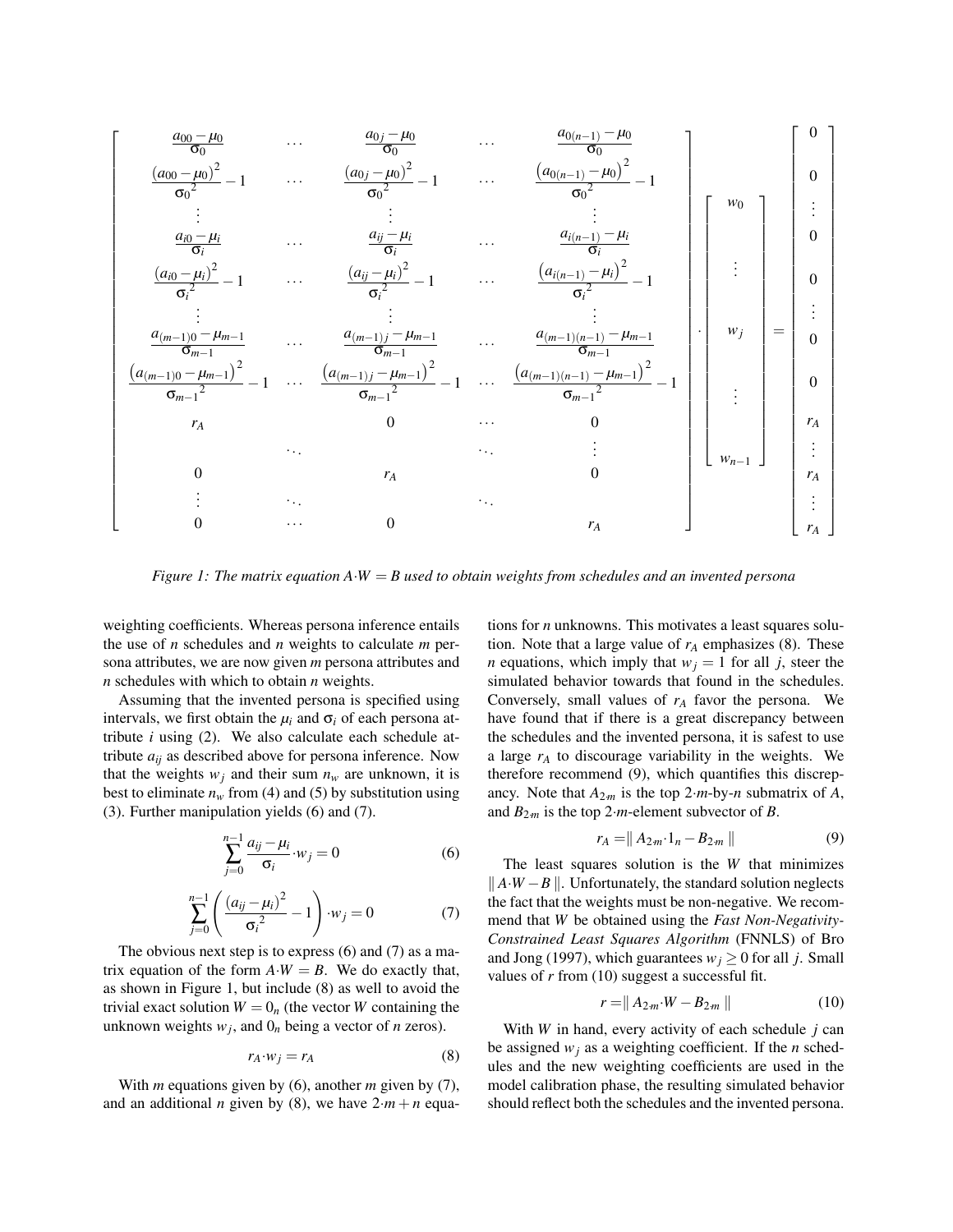$$
\begin{bmatrix}
\frac{a_{00}-\mu_0}{\sigma_0} & \cdots & \frac{a_{0j}-\mu_0}{\sigma_0} & \cdots & \frac{a_{0(n-1)}-\mu_0}{\sigma_0} \\
\frac{(a_{00}-\mu_0)^2}{{\sigma_0}^2}-1 & \cdots & \frac{(a_{0j}-\mu_0)^2}{{\sigma_0}^2}-1 & \cdots & \frac{\left(a_{0(n-1)}-\mu_0\right)^2}{{\sigma_0}^2}-1 \\
\vdots & & \vdots & & \vdots \\
\frac{a_{i0}-\mu_i}{\sigma_i} & \cdots & \frac{a_{ij}-\mu_i}{\sigma_i} & \cdots & \frac{a_{i(n-1)}-\mu_i}{\sigma_i} \\
\frac{(a_{i0}-\mu_i)^2}{{\sigma_i}^2}-1 & \cdots & \frac{(a_{ij}-\mu_i)^2}{{\sigma_i}^2}-1 & \cdots & \frac{\left(a_{i(n-1)}-\mu_i\right)^2}{{\sigma_i}^2}-1 \\
\vdots & & \vdots & & \vdots \\
\frac{a_{(m-1)0}-\mu_{m-1}}{\sigma_{m-1}} & \cdots & \frac{a_{(m-1)j}-\mu_{m-1}}{\sigma_{m-1}} & \cdots & \frac{a_{(m-1)(n-1)}-\mu_{m-1}}{\sigma_{m-1}} \\
\frac{\left(a_{(m-1)0}-\mu_{m-1}\right)^2}{{\sigma_{m-1}}^2}-1 & \cdots & \frac{\left(a_{(m-1)j}-\mu_{m-1}\right)^2}{{\sigma_{m-1}}^2}-1 & \cdots & \frac{\left(a_{(m-1)(n-1)}-\mu_{m-1}\right)^2}{{\sigma_{m-1}}^2}-1 \\
r_A & & 0 & \cdots & 0 \\
 & \ddots & & \ddots & \vdots \\
0 & & r_A & & 0 \\
\vdots & \ddots & & \ddots & \\
0 & \cdots & 0 & & r_A
\end{bmatrix}
\cdot
\begin{bmatrix} w_0 \\ \vdots \\ w_j \\ \vdots \\ w_{n-1} \end{bmatrix}
=
\begin{bmatrix} 0 \\ 0 \\ \vdots \\ 0 \\ 0 \\ \vdots \\ 0 \\ 0 \\ r_A \\ \vdots \\ r_A \\ \vdots \\ r_A \end{bmatrix}
$$

*Figure 1: The matrix equation $A{\cdot}W = B$ used to obtain weights from schedules and an invented persona*

weighting coefficients. Whereas persona inference entails the use of $n$ schedules and $n$ weights to calculate $m$ persona attributes, we are now given $m$ persona attributes and $n$ schedules with which to obtain $n$ weights.

Assuming that the invented persona is specified using intervals, we first obtain the $\mu_i$ and $\sigma_i$ of each persona attribute $i$ using (2). We also calculate each schedule attribute $a_{ij}$ as described above for persona inference. Now that the weights $w_j$ and their sum $n_w$ are unknown, it is best to eliminate $n_w$ from (4) and (5) by substitution using (3). Further manipulation yields (6) and (7).

$$\sum_{j=0}^{n-1} \frac{a_{ij}-\mu_i}{\sigma_i} \cdot w_j = 0 \tag{6}$$

$$\sum_{j=0}^{n-1} \left( \frac{(a_{ij}-\mu_i)^2}{{\sigma_i}^2} - 1 \right) \cdot w_j = 0 \tag{7}$$

The obvious next step is to express (6) and (7) as a matrix equation of the form $A{\cdot}W = B$. We do exactly that, as shown in Figure 1, but include (8) as well to avoid the trivial exact solution $W = 0_n$ (the vector $W$ containing the unknown weights $w_j$, and $0_n$ being a vector of $n$ zeros).

$$r_A \cdot w_j = r_A \tag{8}$$

With $m$ equations given by (6), another $m$ given by (7), and an additional $n$ given by (8), we have $2{\cdot}m+n$ equations for $n$ unknowns. This motivates a least squares solution. Note that a large value of $r_A$ emphasizes (8). These $n$ equations, which imply that $w_j = 1$ for all $j$, steer the simulated behavior towards that found in the schedules. Conversely, small values of $r_A$ favor the persona. We have found that if there is a great discrepancy between the schedules and the invented persona, it is safest to use a large $r_A$ to discourage variability in the weights. We therefore recommend (9), which quantifies this discrepancy. Note that $A_{2{\cdot}m}$ is the top $2{\cdot}m$-by-$n$ submatrix of $A$, and $B_{2{\cdot}m}$ is the top $2{\cdot}m$-element subvector of $B$.

$$r_A = \| A_{2{\cdot}m} \cdot 1_n - B_{2{\cdot}m} \| \tag{9}$$

The least squares solution is the $W$ that minimizes $\| A{\cdot}W - B \|$. Unfortunately, the standard solution neglects the fact that the weights must be non-negative. We recommend that $W$ be obtained using the *Fast Non-Negativity-Constrained Least Squares Algorithm* (FNNLS) of Bro and Jong (1997), which guarantees $w_j \geq 0$ for all $j$. Small values of $r$ from (10) suggest a successful fit.

$$r = \| A_{2{\cdot}m} \cdot W - B_{2{\cdot}m} \| \tag{10}$$

With $W$ in hand, every activity of each schedule $j$ can be assigned $w_j$ as a weighting coefficient. If the $n$ schedules and the new weighting coefficients are used in the model calibration phase, the resulting simulated behavior should reflect both the schedules and the invented persona.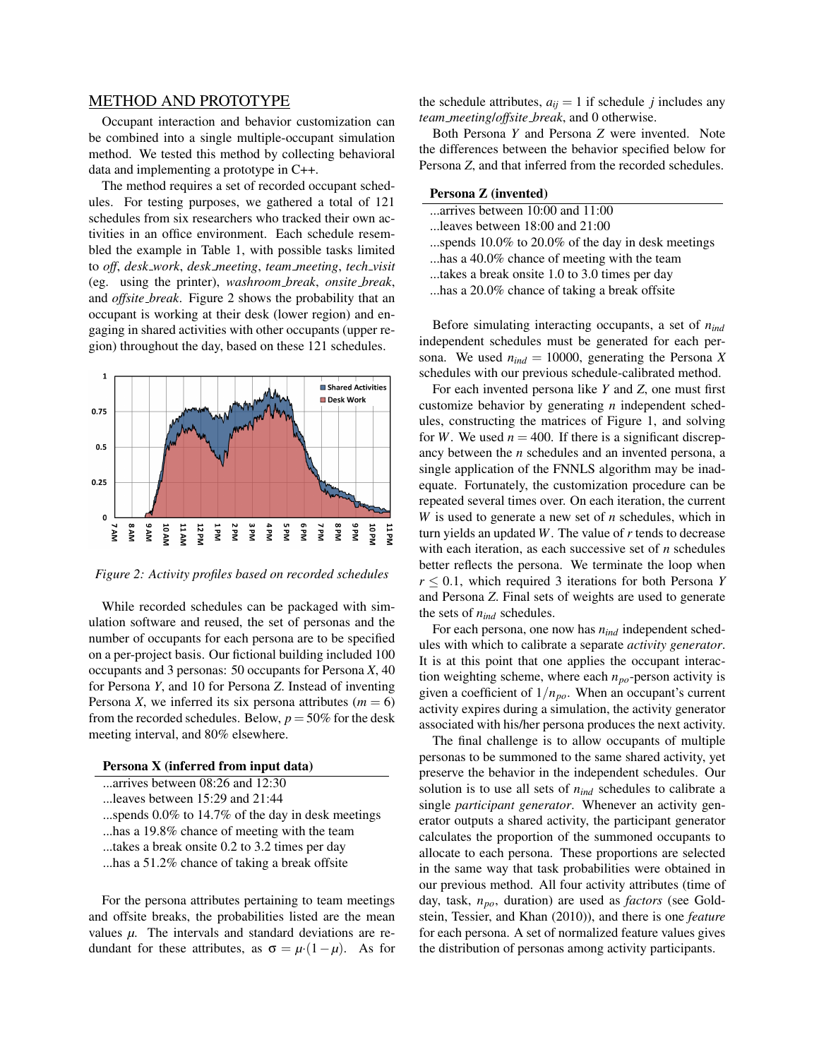## METHOD AND PROTOTYPE

Occupant interaction and behavior customization can be combined into a single multiple-occupant simulation method. We tested this method by collecting behavioral data and implementing a prototype in C++.

The method requires a set of recorded occupant schedules. For testing purposes, we gathered a total of 121 schedules from six researchers who tracked their own activities in an office environment. Each schedule resembled the example in Table 1, with possible tasks limited to *off*, *desk_work*, *desk_meeting*, *team_meeting*, *tech_visit* (eg. using the printer), *washroom_break*, *onsite_break*, and *offsite_break*. Figure 2 shows the probability that an occupant is working at their desk (lower region) and engaging in shared activities with other occupants (upper region) throughout the day, based on these 121 schedules.

*Figure 2: Activity profiles based on recorded schedules*

While recorded schedules can be packaged with simulation software and reused, the set of personas and the number of occupants for each persona are to be specified on a per-project basis. Our fictional building included 100 occupants and 3 personas: 50 occupants for Persona *X*, 40 for Persona *Y*, and 10 for Persona *Z*. Instead of inventing Persona *X*, we inferred its six persona attributes ($m = 6$) from the recorded schedules. Below, $p = 50\%$ for the desk meeting interval, and 80% elsewhere.

**Persona X (inferred from input data)**

...arrives between 08:26 and 12:30
...leaves between 15:29 and 21:44
...spends 0.0% to 14.7% of the day in desk meetings
...has a 19.8% chance of meeting with the team
...takes a break onsite 0.2 to 3.2 times per day
...has a 51.2% chance of taking a break offsite

For the persona attributes pertaining to team meetings and offsite breaks, the probabilities listed are the mean values $\mu$. The intervals and standard deviations are redundant for these attributes, as $\sigma = \mu \cdot (1 - \mu)$. As for the schedule attributes, $a_{ij} = 1$ if schedule $j$ includes any *team_meeting*/*offsite_break*, and 0 otherwise.

Both Persona *Y* and Persona *Z* were invented. Note the differences between the behavior specified below for Persona *Z*, and that inferred from the recorded schedules.

**Persona Z (invented)**

...arrives between 10:00 and 11:00
...leaves between 18:00 and 21:00
...spends 10.0% to 20.0% of the day in desk meetings
...has a 40.0% chance of meeting with the team
...takes a break onsite 1.0 to 3.0 times per day
...has a 20.0% chance of taking a break offsite

Before simulating interacting occupants, a set of $n_{ind}$ independent schedules must be generated for each persona. We used $n_{ind} = 10000$, generating the Persona *X* schedules with our previous schedule-calibrated method.

For each invented persona like *Y* and *Z*, one must first customize behavior by generating $n$ independent schedules, constructing the matrices of Figure 1, and solving for $W$. We used $n = 400$. If there is a significant discrepancy between the $n$ schedules and an invented persona, a single application of the FNNLS algorithm may be inadequate. Fortunately, the customization procedure can be repeated several times over. On each iteration, the current $W$ is used to generate a new set of $n$ schedules, which in turn yields an updated $W$. The value of $r$ tends to decrease with each iteration, as each successive set of $n$ schedules better reflects the persona. We terminate the loop when $r \leq 0.1$, which required 3 iterations for both Persona *Y* and Persona *Z*. Final sets of weights are used to generate the sets of $n_{ind}$ schedules.

For each persona, one now has $n_{ind}$ independent schedules with which to calibrate a separate *activity generator*. It is at this point that one applies the occupant interaction weighting scheme, where each $n_{po}$-person activity is given a coefficient of $1/n_{po}$. When an occupant's current activity expires during a simulation, the activity generator associated with his/her persona produces the next activity.

The final challenge is to allow occupants of multiple personas to be summoned to the same shared activity, yet preserve the behavior in the independent schedules. Our solution is to use all sets of $n_{ind}$ schedules to calibrate a single *participant generator*. Whenever an activity generator outputs a shared activity, the participant generator calculates the proportion of the summoned occupants to allocate to each persona. These proportions are selected in the same way that task probabilities were obtained in our previous method. All four activity attributes (time of day, task, $n_{po}$, duration) are used as *factors* (see Goldstein, Tessier, and Khan (2010)), and there is one *feature* for each persona. A set of normalized feature values gives the distribution of personas among activity participants.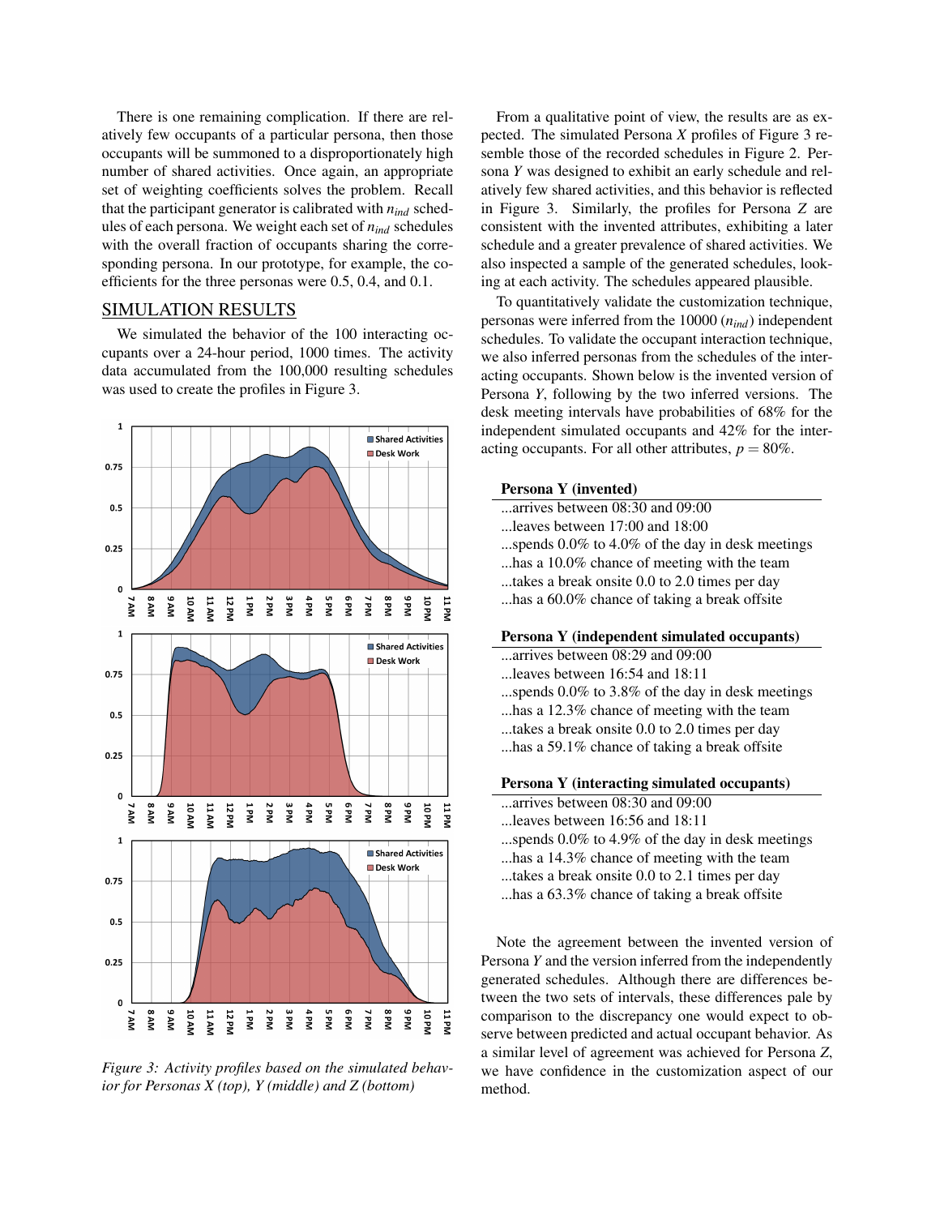There is one remaining complication. If there are relatively few occupants of a particular persona, then those occupants will be summoned to a disproportionately high number of shared activities. Once again, an appropriate set of weighting coefficients solves the problem. Recall that the participant generator is calibrated with $n_{ind}$ schedules of each persona. We weight each set of $n_{ind}$ schedules with the overall fraction of occupants sharing the corresponding persona. In our prototype, for example, the coefficients for the three personas were 0.5, 0.4, and 0.1.

## SIMULATION RESULTS

We simulated the behavior of the 100 interacting occupants over a 24-hour period, 1000 times. The activity data accumulated from the 100,000 resulting schedules was used to create the profiles in Figure 3.

*Figure 3: Activity profiles based on the simulated behavior for Personas X (top), Y (middle) and Z (bottom)*

From a qualitative point of view, the results are as expected. The simulated Persona *X* profiles of Figure 3 resemble those of the recorded schedules in Figure 2. Persona *Y* was designed to exhibit an early schedule and relatively few shared activities, and this behavior is reflected in Figure 3. Similarly, the profiles for Persona *Z* are consistent with the invented attributes, exhibiting a later schedule and a greater prevalence of shared activities. We also inspected a sample of the generated schedules, looking at each activity. The schedules appeared plausible.

To quantitatively validate the customization technique, personas were inferred from the 10000 ($n_{ind}$) independent schedules. To validate the occupant interaction technique, we also inferred personas from the schedules of the interacting occupants. Shown below is the invented version of Persona *Y*, following by the two inferred versions. The desk meeting intervals have probabilities of 68% for the independent simulated occupants and 42% for the interacting occupants. For all other attributes, $p = 80\%$.

**Persona Y (invented)**

...arrives between 08:30 and 09:00
...leaves between 17:00 and 18:00
...spends 0.0% to 4.0% of the day in desk meetings
...has a 10.0% chance of meeting with the team
...takes a break onsite 0.0 to 2.0 times per day
...has a 60.0% chance of taking a break offsite

**Persona Y (independent simulated occupants)**

...arrives between 08:29 and 09:00
...leaves between 16:54 and 18:11
...spends 0.0% to 3.8% of the day in desk meetings
...has a 12.3% chance of meeting with the team
...takes a break onsite 0.0 to 2.0 times per day
...has a 59.1% chance of taking a break offsite

**Persona Y (interacting simulated occupants)**

...arrives between 08:30 and 09:00
...leaves between 16:56 and 18:11
...spends 0.0% to 4.9% of the day in desk meetings
...has a 14.3% chance of meeting with the team
...takes a break onsite 0.0 to 2.1 times per day
...has a 63.3% chance of taking a break offsite

Note the agreement between the invented version of Persona *Y* and the version inferred from the independently generated schedules. Although there are differences between the two sets of intervals, these differences pale by comparison to the discrepancy one would expect to observe between predicted and actual occupant behavior. As a similar level of agreement was achieved for Persona *Z*, we have confidence in the customization aspect of our method.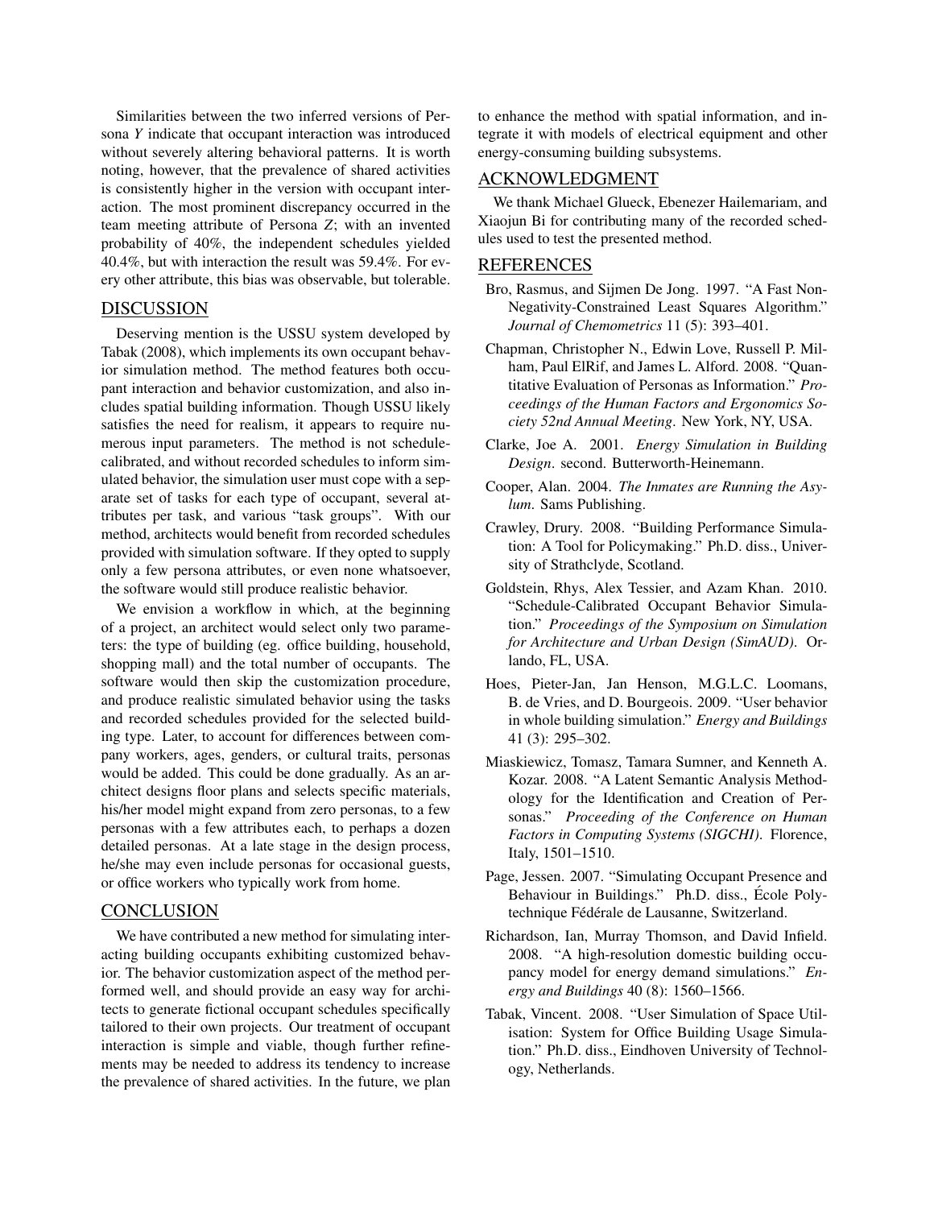Similarities between the two inferred versions of Persona *Y* indicate that occupant interaction was introduced without severely altering behavioral patterns. It is worth noting, however, that the prevalence of shared activities is consistently higher in the version with occupant interaction. The most prominent discrepancy occurred in the team meeting attribute of Persona *Z*; with an invented probability of 40%, the independent schedules yielded 40.4%, but with interaction the result was 59.4%. For every other attribute, this bias was observable, but tolerable.

## DISCUSSION

Deserving mention is the USSU system developed by Tabak (2008), which implements its own occupant behavior simulation method. The method features both occupant interaction and behavior customization, and also includes spatial building information. Though USSU likely satisfies the need for realism, it appears to require numerous input parameters. The method is not schedule-calibrated, and without recorded schedules to inform simulated behavior, the simulation user must cope with a separate set of tasks for each type of occupant, several attributes per task, and various "task groups". With our method, architects would benefit from recorded schedules provided with simulation software. If they opted to supply only a few persona attributes, or even none whatsoever, the software would still produce realistic behavior.

We envision a workflow in which, at the beginning of a project, an architect would select only two parameters: the type of building (eg. office building, household, shopping mall) and the total number of occupants. The software would then skip the customization procedure, and produce realistic simulated behavior using the tasks and recorded schedules provided for the selected building type. Later, to account for differences between company workers, ages, genders, or cultural traits, personas would be added. This could be done gradually. As an architect designs floor plans and selects specific materials, his/her model might expand from zero personas, to a few personas with a few attributes each, to perhaps a dozen detailed personas. At a late stage in the design process, he/she may even include personas for occasional guests, or office workers who typically work from home.

## CONCLUSION

We have contributed a new method for simulating interacting building occupants exhibiting customized behavior. The behavior customization aspect of the method performed well, and should provide an easy way for architects to generate fictional occupant schedules specifically tailored to their own projects. Our treatment of occupant interaction is simple and viable, though further refinements may be needed to address its tendency to increase the prevalence of shared activities. In the future, we plan to enhance the method with spatial information, and integrate it with models of electrical equipment and other energy-consuming building subsystems.

## ACKNOWLEDGMENT

We thank Michael Glueck, Ebenezer Hailemariam, and Xiaojun Bi for contributing many of the recorded schedules used to test the presented method.

## REFERENCES

Bro, Rasmus, and Sijmen De Jong. 1997. "A Fast Non-Negativity-Constrained Least Squares Algorithm." *Journal of Chemometrics* 11 (5): 393–401.

Chapman, Christopher N., Edwin Love, Russell P. Milham, Paul ElRif, and James L. Alford. 2008. "Quantitative Evaluation of Personas as Information." *Proceedings of the Human Factors and Ergonomics Society 52nd Annual Meeting*. New York, NY, USA.

Clarke, Joe A. 2001. *Energy Simulation in Building Design*. second. Butterworth-Heinemann.

Cooper, Alan. 2004. *The Inmates are Running the Asylum*. Sams Publishing.

Crawley, Drury. 2008. "Building Performance Simulation: A Tool for Policymaking." Ph.D. diss., University of Strathclyde, Scotland.

Goldstein, Rhys, Alex Tessier, and Azam Khan. 2010. "Schedule-Calibrated Occupant Behavior Simulation." *Proceedings of the Symposium on Simulation for Architecture and Urban Design (SimAUD)*. Orlando, FL, USA.

Hoes, Pieter-Jan, Jan Henson, M.G.L.C. Loomans, B. de Vries, and D. Bourgeois. 2009. "User behavior in whole building simulation." *Energy and Buildings* 41 (3): 295–302.

Miaskiewicz, Tomasz, Tamara Sumner, and Kenneth A. Kozar. 2008. "A Latent Semantic Analysis Methodology for the Identification and Creation of Personas." *Proceeding of the Conference on Human Factors in Computing Systems (SIGCHI)*. Florence, Italy, 1501–1510.

Page, Jessen. 2007. "Simulating Occupant Presence and Behaviour in Buildings." Ph.D. diss., École Polytechnique Fédérale de Lausanne, Switzerland.

Richardson, Ian, Murray Thomson, and David Infield. 2008. "A high-resolution domestic building occupancy model for energy demand simulations." *Energy and Buildings* 40 (8): 1560–1566.

Tabak, Vincent. 2008. "User Simulation of Space Utilisation: System for Office Building Usage Simulation." Ph.D. diss., Eindhoven University of Technology, Netherlands.